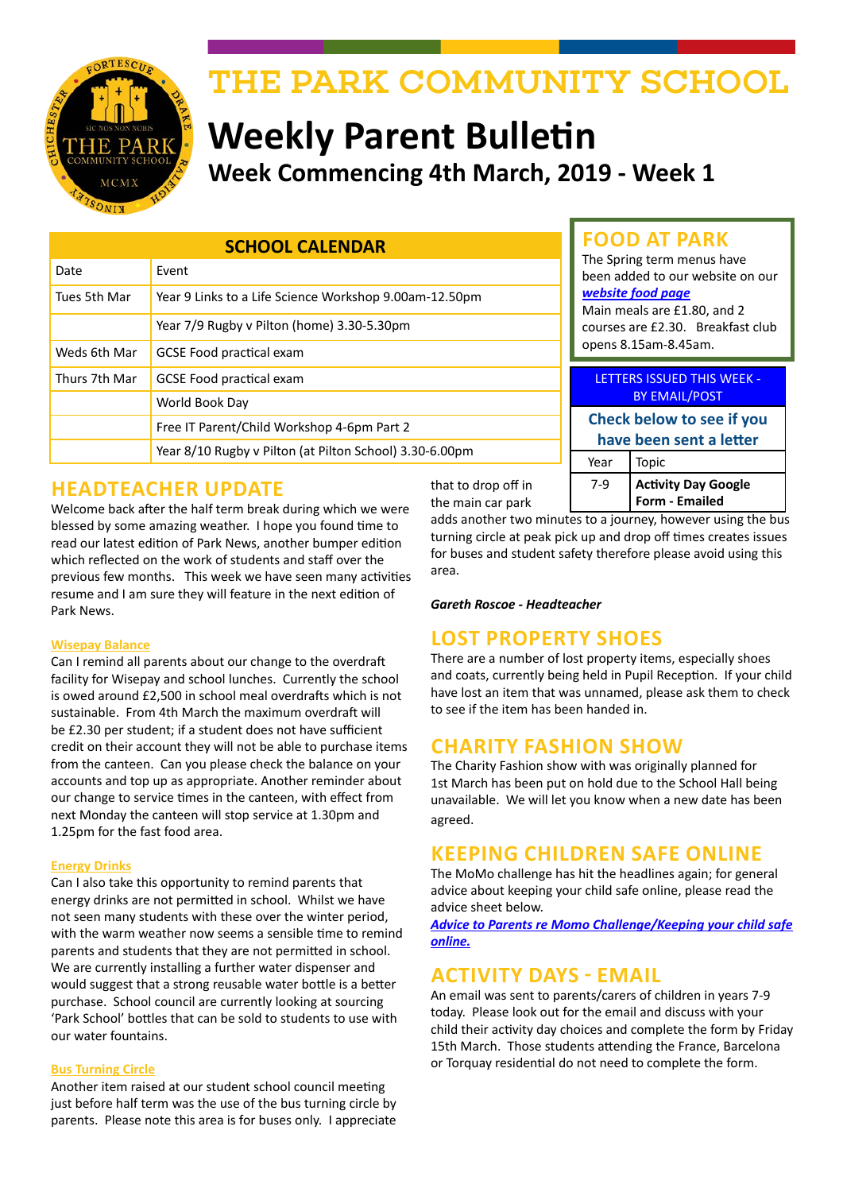# THE PARK COMMUNITY SCHOOL

# Weekly Parent Bulletin

## Week Commencing 4th March, 2019 - Week 1

| SCHOOL CALENDAR | |
|---|---|
| Date | Event |
| Tues 5th Mar | Year 9 Links to a Life Science Workshop 9.00am-12.50pm |
| | Year 7/9 Rugby v Pilton (home) 3.30-5.30pm |
| Weds 6th Mar | GCSE Food practical exam |
| Thurs 7th Mar | GCSE Food practical exam |
| | World Book Day |
| | Free IT Parent/Child Workshop 4-6pm Part 2 |
| | Year 8/10 Rugby v Pilton (at Pilton School) 3.30-6.00pm |

## FOOD AT PARK

The Spring term menus have been added to our website on our ***website food page***

Main meals are £1.80, and 2 courses are £2.30. Breakfast club opens 8.15am-8.45am.

LETTERS ISSUED THIS WEEK - BY EMAIL/POST

**Check below to see if you have been sent a letter**

| Year | Topic |
|---|---|
| 7-9 | **Activity Day Google Form - Emailed** |

## HEADTEACHER UPDATE

Welcome back after the half term break during which we were blessed by some amazing weather. I hope you found time to read our latest edition of Park News, another bumper edition which reflected on the work of students and staff over the previous few months. This week we have seen many activities resume and I am sure they will feature in the next edition of Park News.

**Wisepay Balance**

Can I remind all parents about our change to the overdraft facility for Wisepay and school lunches. Currently the school is owed around £2,500 in school meal overdrafts which is not sustainable. From 4th March the maximum overdraft will be £2.30 per student; if a student does not have sufficient credit on their account they will not be able to purchase items from the canteen. Can you please check the balance on your accounts and top up as appropriate. Another reminder about our change to service times in the canteen, with effect from next Monday the canteen will stop service at 1.30pm and 1.25pm for the fast food area.

**Energy Drinks**

Can I also take this opportunity to remind parents that energy drinks are not permitted in school. Whilst we have not seen many students with these over the winter period, with the warm weather now seems a sensible time to remind parents and students that they are not permitted in school. We are currently installing a further water dispenser and would suggest that a strong reusable water bottle is a better purchase. School council are currently looking at sourcing 'Park School' bottles that can be sold to students to use with our water fountains.

**Bus Turning Circle**

Another item raised at our student school council meeting just before half term was the use of the bus turning circle by parents. Please note this area is for buses only. I appreciate that to drop off in the main car park adds another two minutes to a journey, however using the bus turning circle at peak pick up and drop off times creates issues for buses and student safety therefore please avoid using this area.

***Gareth Roscoe - Headteacher***

## LOST PROPERTY SHOES

There are a number of lost property items, especially shoes and coats, currently being held in Pupil Reception. If your child have lost an item that was unnamed, please ask them to check to see if the item has been handed in.

## CHARITY FASHION SHOW

The Charity Fashion show with was originally planned for 1st March has been put on hold due to the School Hall being unavailable. We will let you know when a new date has been agreed.

## KEEPING CHILDREN SAFE ONLINE

The MoMo challenge has hit the headlines again; for general advice about keeping your child safe online, please read the advice sheet below.

***Advice to Parents re Momo Challenge/Keeping your child safe online.***

## ACTIVITY DAYS - EMAIL

An email was sent to parents/carers of children in years 7-9 today. Please look out for the email and discuss with your child their activity day choices and complete the form by Friday 15th March. Those students attending the France, Barcelona or Torquay residential do not need to complete the form.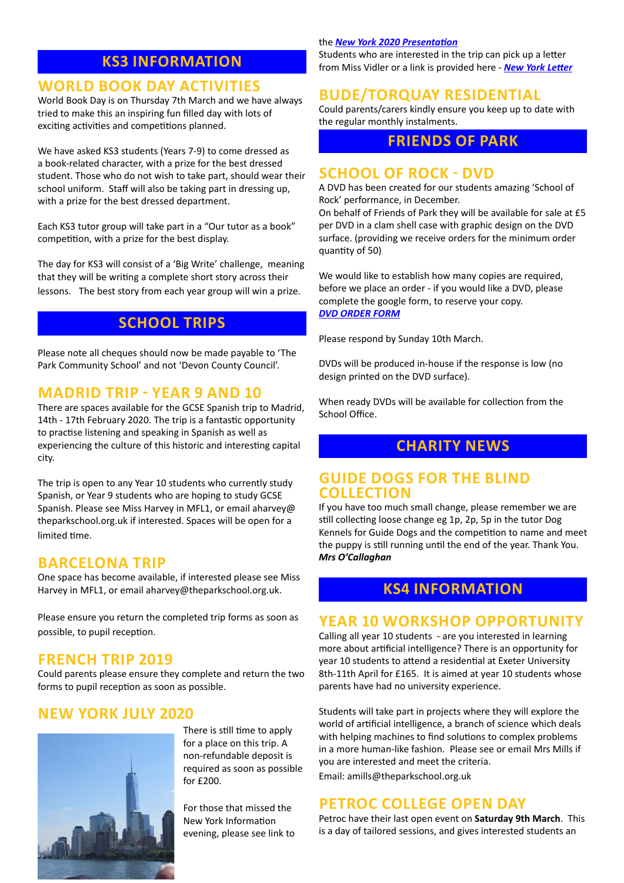# KS3 INFORMATION

## WORLD BOOK DAY ACTIVITIES

World Book Day is on Thursday 7th March and we have always tried to make this an inspiring fun filled day with lots of exciting activities and competitions planned.

We have asked KS3 students (Years 7-9) to come dressed as a book-related character, with a prize for the best dressed student. Those who do not wish to take part, should wear their school uniform. Staff will also be taking part in dressing up, with a prize for the best dressed department.

Each KS3 tutor group will take part in a "Our tutor as a book" competition, with a prize for the best display.

The day for KS3 will consist of a 'Big Write' challenge, meaning that they will be writing a complete short story across their lessons. The best story from each year group will win a prize.

# SCHOOL TRIPS

Please note all cheques should now be made payable to 'The Park Community School' and not 'Devon County Council'.

## MADRID TRIP - YEAR 9 AND 10

There are spaces available for the GCSE Spanish trip to Madrid, 14th - 17th February 2020. The trip is a fantastic opportunity to practise listening and speaking in Spanish as well as experiencing the culture of this historic and interesting capital city.

The trip is open to any Year 10 students who currently study Spanish, or Year 9 students who are hoping to study GCSE Spanish. Please see Miss Harvey in MFL1, or email aharvey@theparkschool.org.uk if interested. Spaces will be open for a limited time.

## BARCELONA TRIP

One space has become available, if interested please see Miss Harvey in MFL1, or email aharvey@theparkschool.org.uk.

Please ensure you return the completed trip forms as soon as possible, to pupil reception.

## FRENCH TRIP 2019

Could parents please ensure they complete and return the two forms to pupil reception as soon as possible.

## NEW YORK JULY 2020

There is still time to apply for a place on this trip. A non-refundable deposit is required as soon as possible for £200.

For those that missed the New York Information evening, please see link to the ***New York 2020 Presentation***

Students who are interested in the trip can pick up a letter from Miss Vidler or a link is provided here - ***New York Letter***

## BUDE/TORQUAY RESIDENTIAL

Could parents/carers kindly ensure you keep up to date with the regular monthly instalments.

# FRIENDS OF PARK

## SCHOOL OF ROCK - DVD

A DVD has been created for our students amazing 'School of Rock' performance, in December.

On behalf of Friends of Park they will be available for sale at £5 per DVD in a clam shell case with graphic design on the DVD surface. (providing we receive orders for the minimum order quantity of 50)

We would like to establish how many copies are required, before we place an order - if you would like a DVD, please complete the google form, to reserve your copy.

***DVD ORDER FORM***

Please respond by Sunday 10th March.

DVDs will be produced in-house if the response is low (no design printed on the DVD surface).

When ready DVDs will be available for collection from the School Office.

# CHARITY NEWS

## GUIDE DOGS FOR THE BLIND COLLECTION

If you have too much small change, please remember we are still collecting loose change eg 1p, 2p, 5p in the tutor Dog Kennels for Guide Dogs and the competition to name and meet the puppy is still running until the end of the year. Thank You.

***Mrs O'Callaghan***

# KS4 INFORMATION

## YEAR 10 WORKSHOP OPPORTUNITY

Calling all year 10 students - are you interested in learning more about artificial intelligence? There is an opportunity for year 10 students to attend a residential at Exeter University 8th-11th April for £165. It is aimed at year 10 students whose parents have had no university experience.

Students will take part in projects where they will explore the world of artificial intelligence, a branch of science which deals with helping machines to find solutions to complex problems in a more human-like fashion. Please see or email Mrs Mills if you are interested and meet the criteria.

Email: amills@theparkschool.org.uk

## PETROC COLLEGE OPEN DAY

Petroc have their last open event on **Saturday 9th March**. This is a day of tailored sessions, and gives interested students an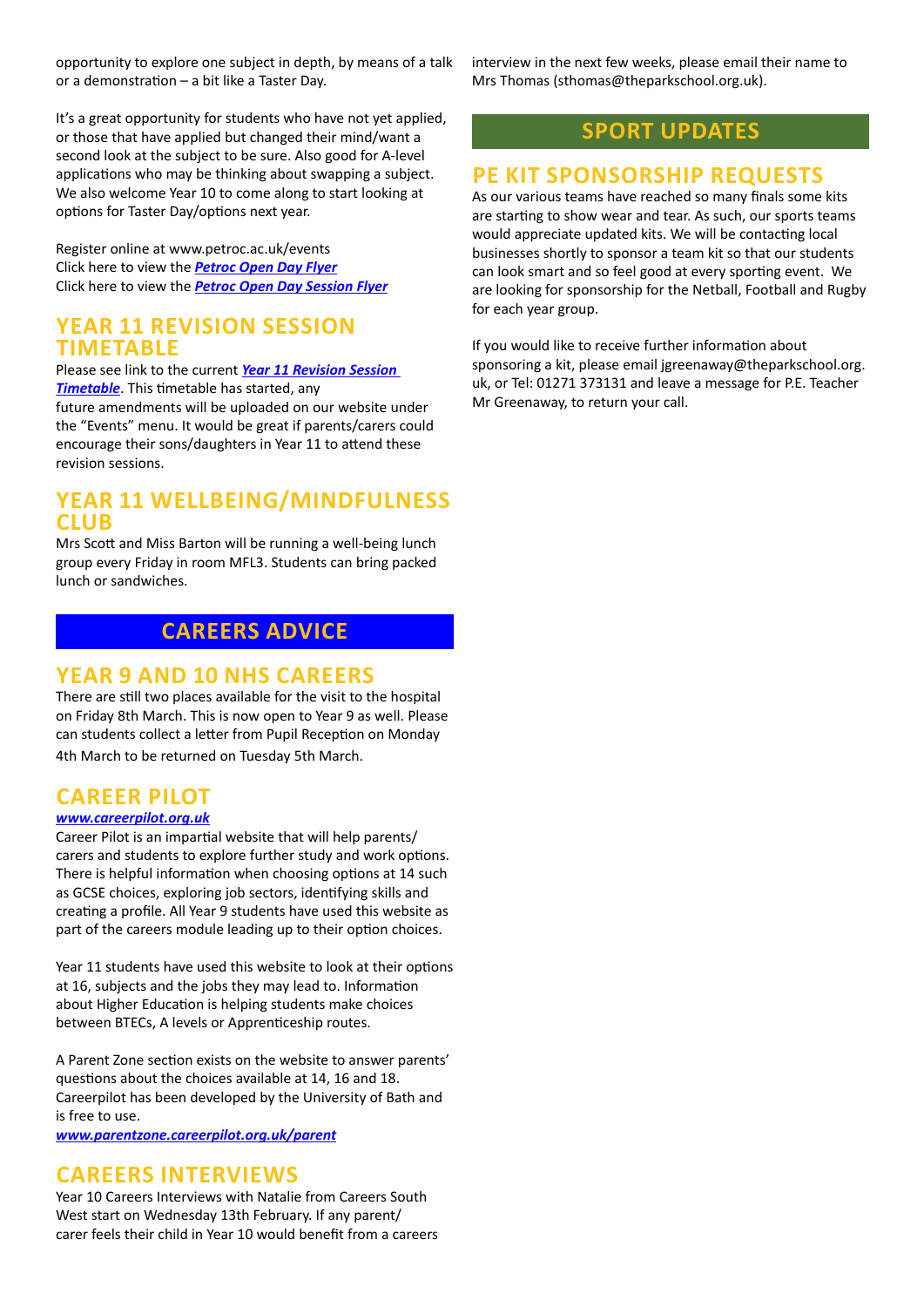opportunity to explore one subject in depth, by means of a talk or a demonstration – a bit like a Taster Day.

It's a great opportunity for students who have not yet applied, or those that have applied but changed their mind/want a second look at the subject to be sure. Also good for A-level applications who may be thinking about swapping a subject. We also welcome Year 10 to come along to start looking at options for Taster Day/options next year.

Register online at www.petroc.ac.uk/events
Click here to view the ***Petroc Open Day Flyer***
Click here to view the ***Petroc Open Day Session Flyer***

## YEAR 11 REVISION SESSION TIMETABLE

Please see link to the current ***Year 11 Revision Session Timetable***. This timetable has started, any future amendments will be uploaded on our website under the "Events" menu. It would be great if parents/carers could encourage their sons/daughters in Year 11 to attend these revision sessions.

## YEAR 11 WELLBEING/MINDFULNESS CLUB

Mrs Scott and Miss Barton will be running a well-being lunch group every Friday in room MFL3. Students can bring packed lunch or sandwiches.

# CAREERS ADVICE

## YEAR 9 AND 10 NHS CAREERS

There are still two places available for the visit to the hospital on Friday 8th March. This is now open to Year 9 as well. Please can students collect a letter from Pupil Reception on Monday 4th March to be returned on Tuesday 5th March.

## CAREER PILOT

***www.careerpilot.org.uk***

Career Pilot is an impartial website that will help parents/carers and students to explore further study and work options. There is helpful information when choosing options at 14 such as GCSE choices, exploring job sectors, identifying skills and creating a profile. All Year 9 students have used this website as part of the careers module leading up to their option choices.

Year 11 students have used this website to look at their options at 16, subjects and the jobs they may lead to. Information about Higher Education is helping students make choices between BTECs, A levels or Apprenticeship routes.

A Parent Zone section exists on the website to answer parents' questions about the choices available at 14, 16 and 18. Careerpilot has been developed by the University of Bath and is free to use.

***www.parentzone.careerpilot.org.uk/parent***

## CAREERS INTERVIEWS

Year 10 Careers Interviews with Natalie from Careers South West start on Wednesday 13th February. If any parent/carer feels their child in Year 10 would benefit from a careers interview in the next few weeks, please email their name to Mrs Thomas (sthomas@theparkschool.org.uk).

# SPORT UPDATES

## PE KIT SPONSORSHIP REQUESTS

As our various teams have reached so many finals some kits are starting to show wear and tear. As such, our sports teams would appreciate updated kits. We will be contacting local businesses shortly to sponsor a team kit so that our students can look smart and so feel good at every sporting event. We are looking for sponsorship for the Netball, Football and Rugby for each year group.

If you would like to receive further information about sponsoring a kit, please email jgreenaway@theparkschool.org.uk, or Tel: 01271 373131 and leave a message for P.E. Teacher Mr Greenaway, to return your call.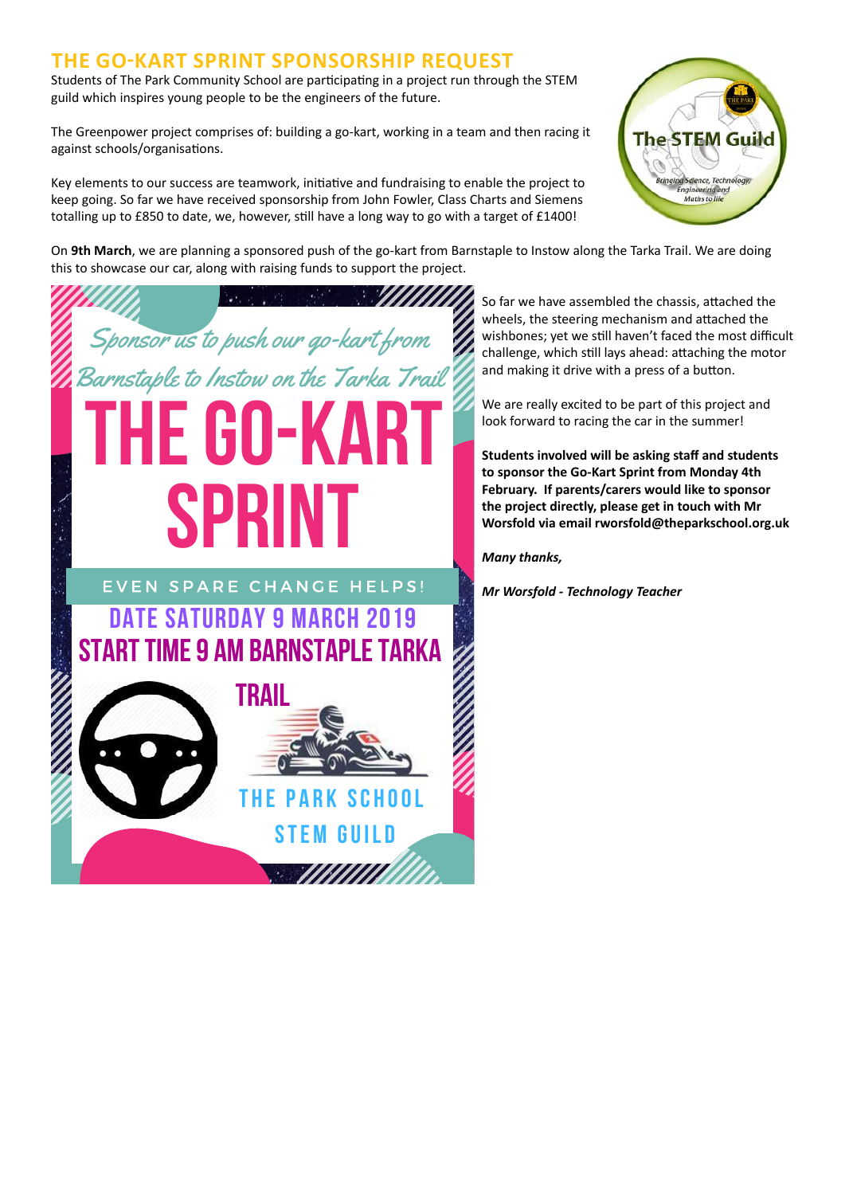## THE GO-KART SPRINT SPONSORSHIP REQUEST

Students of The Park Community School are participating in a project run through the STEM guild which inspires young people to be the engineers of the future.

The Greenpower project comprises of: building a go-kart, working in a team and then racing it against schools/organisations.

Key elements to our success are teamwork, initiative and fundraising to enable the project to keep going. So far we have received sponsorship from John Fowler, Class Charts and Siemens totalling up to £850 to date, we, however, still have a long way to go with a target of £1400!

The STEM Guild

*Bringing Science, Technology, Engineering and Maths to life*

On **9th March**, we are planning a sponsored push of the go-kart from Barnstaple to Instow along the Tarka Trail. We are doing this to showcase our car, along with raising funds to support the project.

*Sponsor us to push our go-kart from Barnstaple to Instow on the Tarka Trail*

# THE GO-KART SPRINT

EVEN SPARE CHANGE HELPS!

DATE SATURDAY 9 MARCH 2019

START TIME 9 AM BARNSTAPLE TARKA TRAIL

THE PARK SCHOOL STEM GUILD

So far we have assembled the chassis, attached the wheels, the steering mechanism and attached the wishbones; yet we still haven't faced the most difficult challenge, which still lays ahead: attaching the motor and making it drive with a press of a button.

We are really excited to be part of this project and look forward to racing the car in the summer!

**Students involved will be asking staff and students to sponsor the Go-Kart Sprint from Monday 4th February. If parents/carers would like to sponsor the project directly, please get in touch with Mr Worsfold via email rworsfold@theparkschool.org.uk**

***Many thanks,***

***Mr Worsfold - Technology Teacher***